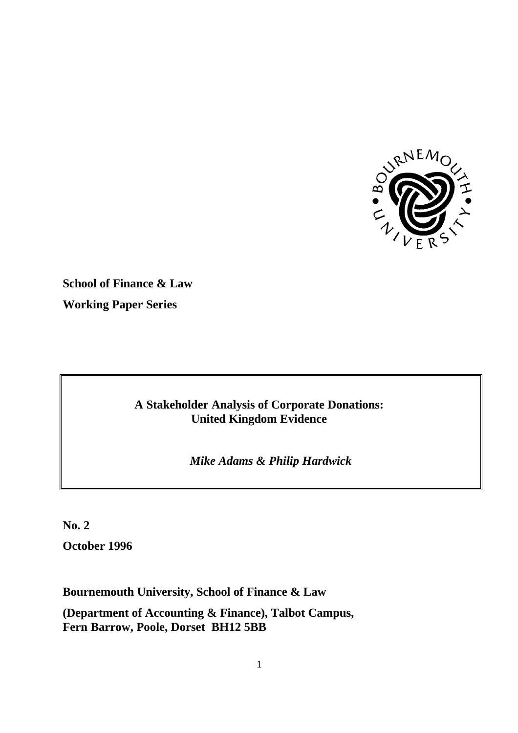**School of Finance & Law**

**Working Paper Series**

# A Stakeholder Analysis of Corporate Donations: United Kingdom Evidence

***Mike Adams & Philip Hardwick***

**No. 2**

**October 1996**

**Bournemouth University, School of Finance & Law**

**(Department of Accounting & Finance), Talbot Campus, Fern Barrow, Poole, Dorset BH12 5BB**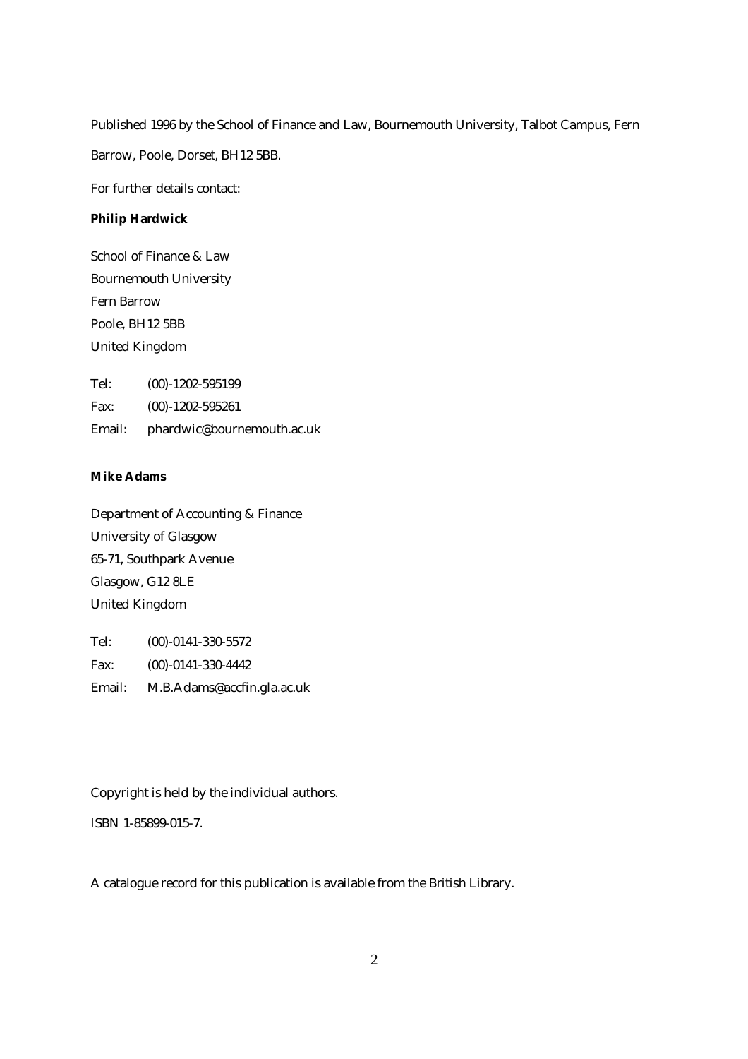Published 1996 by the School of Finance and Law, Bournemouth University, Talbot Campus, Fern Barrow, Poole, Dorset, BH12 5BB.

For further details contact:

**Philip Hardwick**

School of Finance & Law
Bournemouth University
Fern Barrow
Poole, BH12 5BB
United Kingdom

Tel: (00)-1202-595199
Fax: (00)-1202-595261
Email: phardwic@bournemouth.ac.uk

**Mike Adams**

Department of Accounting & Finance
University of Glasgow
65-71, Southpark Avenue
Glasgow, G12 8LE
United Kingdom

Tel: (00)-0141-330-5572
Fax: (00)-0141-330-4442
Email: M.B.Adams@accfin.gla.ac.uk

Copyright is held by the individual authors.

ISBN 1-85899-015-7.

A catalogue record for this publication is available from the British Library.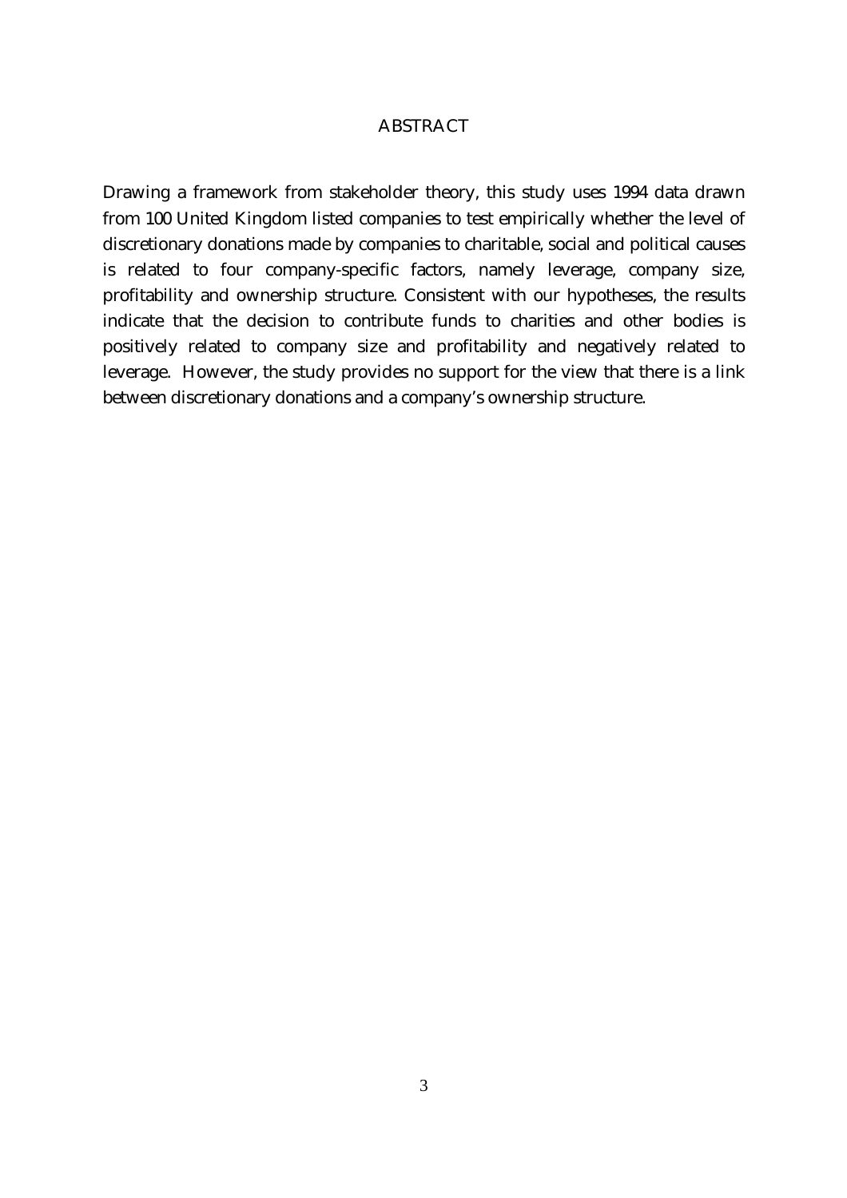## ABSTRACT

Drawing a framework from stakeholder theory, this study uses 1994 data drawn from 100 United Kingdom listed companies to test empirically whether the level of discretionary donations made by companies to charitable, social and political causes is related to four company-specific factors, namely leverage, company size, profitability and ownership structure. Consistent with our hypotheses, the results indicate that the decision to contribute funds to charities and other bodies is positively related to company size and profitability and negatively related to leverage. However, the study provides no support for the view that there is a link between discretionary donations and a company's ownership structure.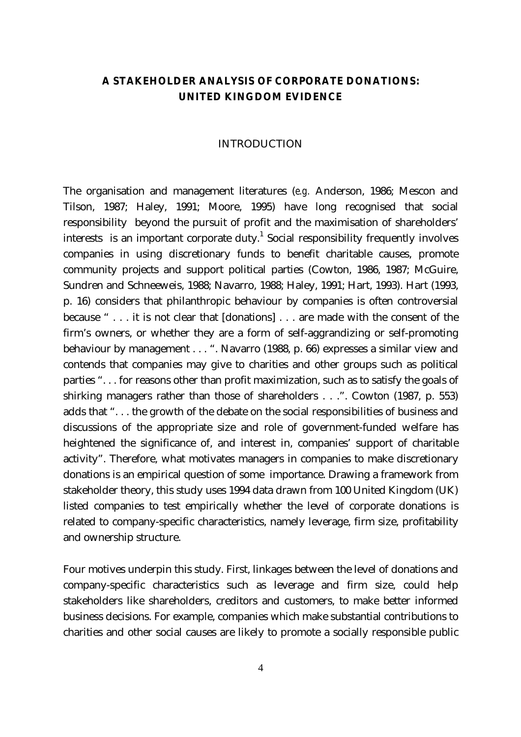# A STAKEHOLDER ANALYSIS OF CORPORATE DONATIONS: UNITED KINGDOM EVIDENCE

## INTRODUCTION

The organisation and management literatures (*e.g.* Anderson, 1986; Mescon and Tilson, 1987; Haley, 1991; Moore, 1995) have long recognised that social responsibility beyond the pursuit of profit and the maximisation of shareholders' interests is an important corporate duty.[1] Social responsibility frequently involves companies in using discretionary funds to benefit charitable causes, promote community projects and support political parties (Cowton, 1986, 1987; McGuire, Sundren and Schneeweis, 1988; Navarro, 1988; Haley, 1991; Hart, 1993). Hart (1993, p. 16) considers that philanthropic behaviour by companies is often controversial because " . . . it is not clear that [donations] . . . are made with the consent of the firm's owners, or whether they are a form of self-aggrandizing or self-promoting behaviour by management . . . ". Navarro (1988, p. 66) expresses a similar view and contends that companies may give to charities and other groups such as political parties ". . . for reasons other than profit maximization, such as to satisfy the goals of shirking managers rather than those of shareholders . . .". Cowton (1987, p. 553) adds that ". . . the growth of the debate on the social responsibilities of business and discussions of the appropriate size and role of government-funded welfare has heightened the significance of, and interest in, companies' support of charitable activity". Therefore, what motivates managers in companies to make discretionary donations is an empirical question of some importance. Drawing a framework from stakeholder theory, this study uses 1994 data drawn from 100 United Kingdom (UK) listed companies to test empirically whether the level of corporate donations is related to company-specific characteristics, namely leverage, firm size, profitability and ownership structure.

Four motives underpin this study. First, linkages between the level of donations and company-specific characteristics such as leverage and firm size, could help stakeholders like shareholders, creditors and customers, to make better informed business decisions. For example, companies which make substantial contributions to charities and other social causes are likely to promote a socially responsible public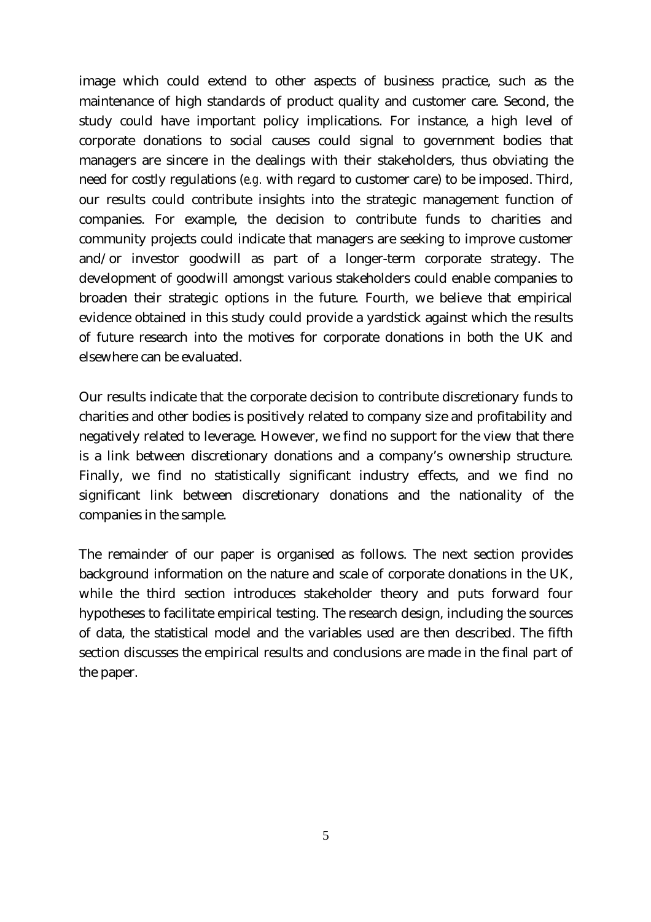image which could extend to other aspects of business practice, such as the maintenance of high standards of product quality and customer care. Second, the study could have important policy implications. For instance, a high level of corporate donations to social causes could signal to government bodies that managers are sincere in the dealings with their stakeholders, thus obviating the need for costly regulations (*e.g.* with regard to customer care) to be imposed. Third, our results could contribute insights into the strategic management function of companies. For example, the decision to contribute funds to charities and community projects could indicate that managers are seeking to improve customer and/or investor goodwill as part of a longer-term corporate strategy. The development of goodwill amongst various stakeholders could enable companies to broaden their strategic options in the future. Fourth, we believe that empirical evidence obtained in this study could provide a yardstick against which the results of future research into the motives for corporate donations in both the UK and elsewhere can be evaluated.

Our results indicate that the corporate decision to contribute discretionary funds to charities and other bodies is positively related to company size and profitability and negatively related to leverage. However, we find no support for the view that there is a link between discretionary donations and a company's ownership structure. Finally, we find no statistically significant industry effects, and we find no significant link between discretionary donations and the nationality of the companies in the sample.

The remainder of our paper is organised as follows. The next section provides background information on the nature and scale of corporate donations in the UK, while the third section introduces stakeholder theory and puts forward four hypotheses to facilitate empirical testing. The research design, including the sources of data, the statistical model and the variables used are then described. The fifth section discusses the empirical results and conclusions are made in the final part of the paper.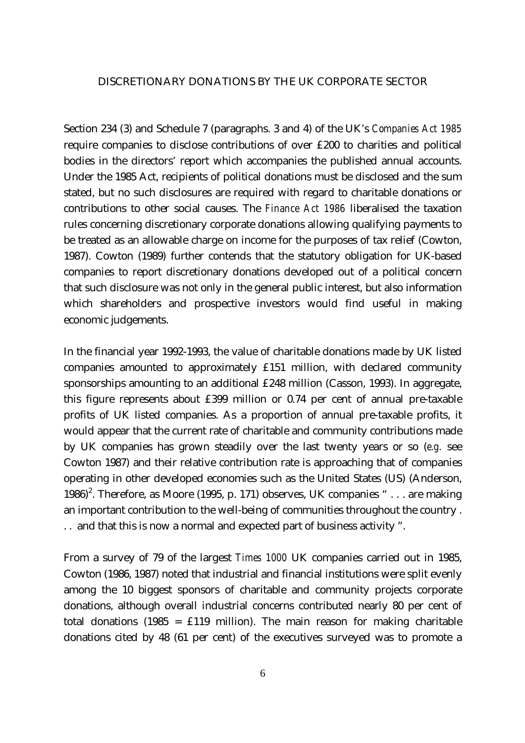## DISCRETIONARY DONATIONS BY THE UK CORPORATE SECTOR

Section 234 (3) and Schedule 7 (paragraphs. 3 and 4) of the UK's *Companies Act 1985* require companies to disclose contributions of over £200 to charities and political bodies in the directors' report which accompanies the published annual accounts. Under the 1985 Act, recipients of political donations must be disclosed and the sum stated, but no such disclosures are required with regard to charitable donations or contributions to other social causes. The *Finance Act 1986* liberalised the taxation rules concerning discretionary corporate donations allowing qualifying payments to be treated as an allowable charge on income for the purposes of tax relief (Cowton, 1987). Cowton (1989) further contends that the statutory obligation for UK-based companies to report discretionary donations developed out of a political concern that such disclosure was not only in the general public interest, but also information which shareholders and prospective investors would find useful in making economic judgements.

In the financial year 1992-1993, the value of charitable donations made by UK listed companies amounted to approximately £151 million, with declared community sponsorships amounting to an additional £248 million (Casson, 1993). In aggregate, this figure represents about £399 million or 0.74 per cent of annual pre-taxable profits of UK listed companies. As a proportion of annual pre-taxable profits, it would appear that the current rate of charitable and community contributions made by UK companies has grown steadily over the last twenty years or so (*e.g.* see Cowton 1987) and their relative contribution rate is approaching that of companies operating in other developed economies such as the United States (US) (Anderson, 1986)[2]. Therefore, as Moore (1995, p. 171) observes, UK companies " . . . are making an important contribution to the well-being of communities throughout the country . . . and that this is now a normal and expected part of business activity ".

From a survey of 79 of the largest *Times 1000* UK companies carried out in 1985, Cowton (1986, 1987) noted that industrial and financial institutions were split evenly among the 10 biggest sponsors of charitable and community projects corporate donations, although overall industrial concerns contributed nearly 80 per cent of total donations (1985 = £119 million). The main reason for making charitable donations cited by 48 (61 per cent) of the executives surveyed was to promote a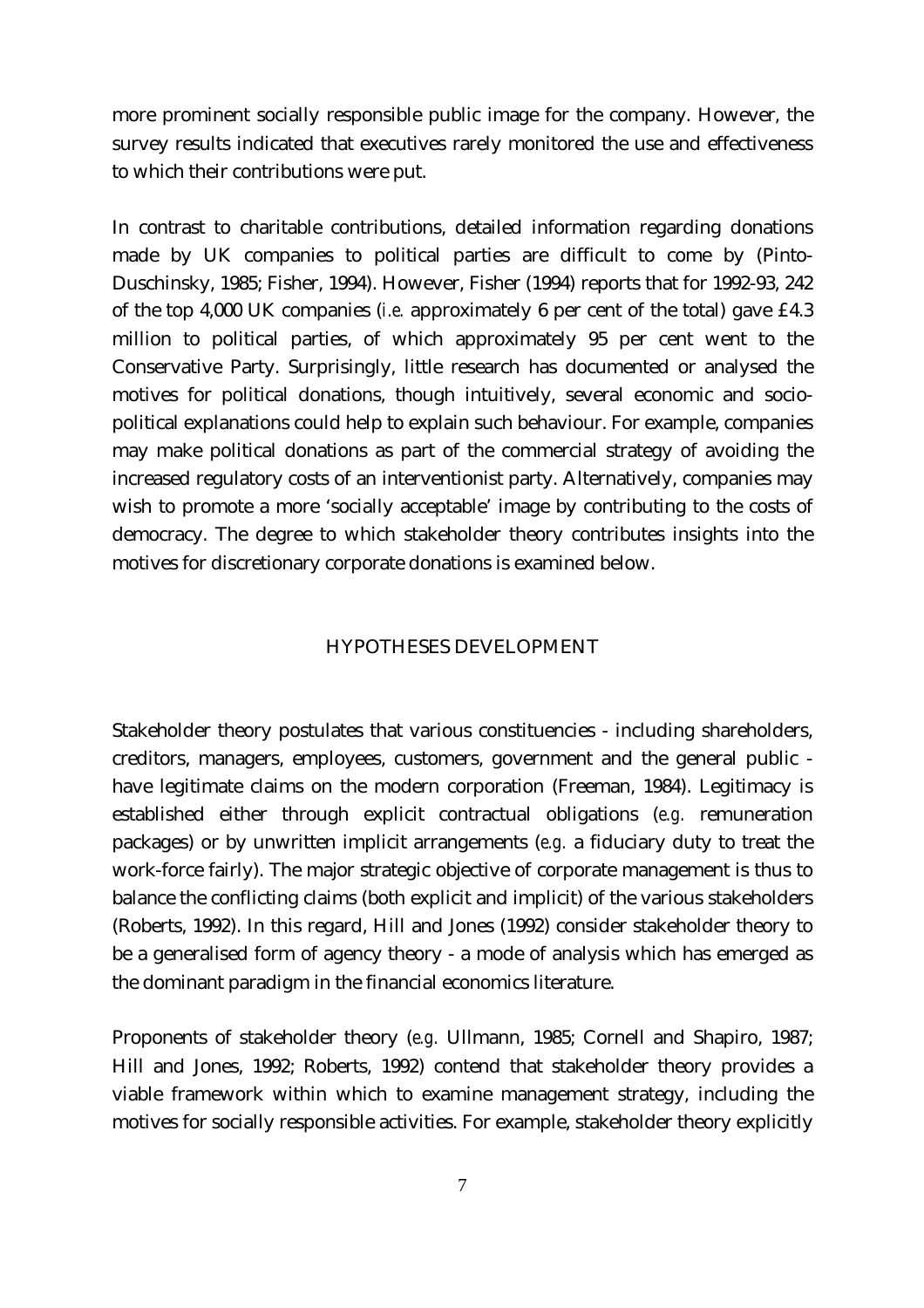more prominent socially responsible public image for the company. However, the survey results indicated that executives rarely monitored the use and effectiveness to which their contributions were put.

In contrast to charitable contributions, detailed information regarding donations made by UK companies to political parties are difficult to come by (Pinto-Duschinsky, 1985; Fisher, 1994). However, Fisher (1994) reports that for 1992-93, 242 of the top 4,000 UK companies (*i.e.* approximately 6 per cent of the total) gave £4.3 million to political parties, of which approximately 95 per cent went to the Conservative Party. Surprisingly, little research has documented or analysed the motives for political donations, though intuitively, several economic and socio-political explanations could help to explain such behaviour. For example, companies may make political donations as part of the commercial strategy of avoiding the increased regulatory costs of an interventionist party. Alternatively, companies may wish to promote a more 'socially acceptable' image by contributing to the costs of democracy. The degree to which stakeholder theory contributes insights into the motives for discretionary corporate donations is examined below.

## HYPOTHESES DEVELOPMENT

Stakeholder theory postulates that various constituencies - including shareholders, creditors, managers, employees, customers, government and the general public - have legitimate claims on the modern corporation (Freeman, 1984). Legitimacy is established either through explicit contractual obligations (*e.g.* remuneration packages) or by unwritten implicit arrangements (*e.g.* a fiduciary duty to treat the work-force fairly). The major strategic objective of corporate management is thus to balance the conflicting claims (both explicit and implicit) of the various stakeholders (Roberts, 1992). In this regard, Hill and Jones (1992) consider stakeholder theory to be a generalised form of agency theory - a mode of analysis which has emerged as the dominant paradigm in the financial economics literature.

Proponents of stakeholder theory (*e.g.* Ullmann, 1985; Cornell and Shapiro, 1987; Hill and Jones, 1992; Roberts, 1992) contend that stakeholder theory provides a viable framework within which to examine management strategy, including the motives for socially responsible activities. For example, stakeholder theory explicitly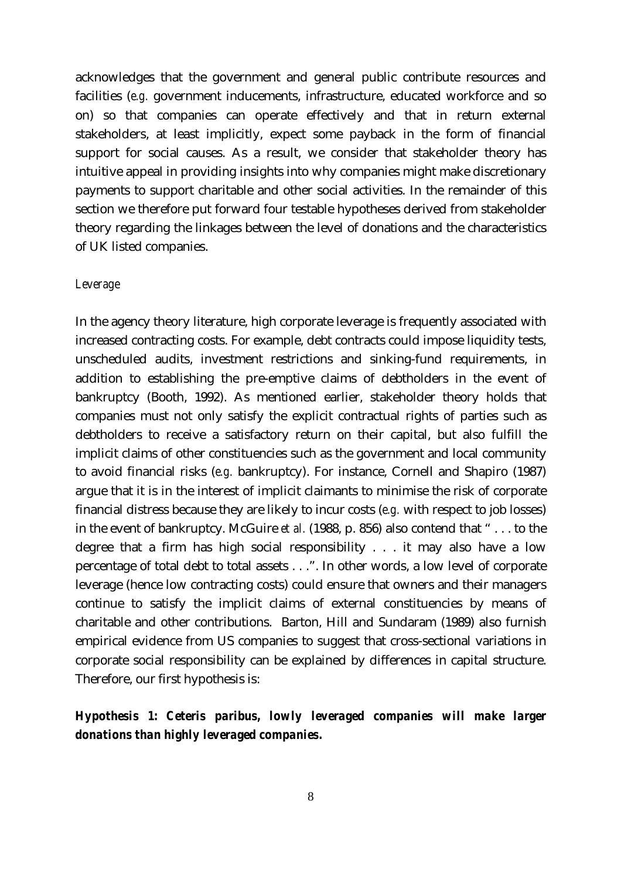acknowledges that the government and general public contribute resources and facilities (*e.g.* government inducements, infrastructure, educated workforce and so on) so that companies can operate effectively and that in return external stakeholders, at least implicitly, expect some payback in the form of financial support for social causes. As a result, we consider that stakeholder theory has intuitive appeal in providing insights into why companies might make discretionary payments to support charitable and other social activities. In the remainder of this section we therefore put forward four testable hypotheses derived from stakeholder theory regarding the linkages between the level of donations and the characteristics of UK listed companies.

*Leverage*

In the agency theory literature, high corporate leverage is frequently associated with increased contracting costs. For example, debt contracts could impose liquidity tests, unscheduled audits, investment restrictions and sinking-fund requirements, in addition to establishing the pre-emptive claims of debtholders in the event of bankruptcy (Booth, 1992). As mentioned earlier, stakeholder theory holds that companies must not only satisfy the explicit contractual rights of parties such as debtholders to receive a satisfactory return on their capital, but also fulfill the implicit claims of other constituencies such as the government and local community to avoid financial risks (*e.g.* bankruptcy). For instance, Cornell and Shapiro (1987) argue that it is in the interest of implicit claimants to minimise the risk of corporate financial distress because they are likely to incur costs (*e.g.* with respect to job losses) in the event of bankruptcy. McGuire *et al.* (1988, p. 856) also contend that " . . . to the degree that a firm has high social responsibility . . . it may also have a low percentage of total debt to total assets . . .". In other words, a low level of corporate leverage (hence low contracting costs) could ensure that owners and their managers continue to satisfy the implicit claims of external constituencies by means of charitable and other contributions. Barton, Hill and Sundaram (1989) also furnish empirical evidence from US companies to suggest that cross-sectional variations in corporate social responsibility can be explained by differences in capital structure. Therefore, our first hypothesis is:

***Hypothesis 1: Ceteris paribus, lowly leveraged companies will make larger donations than highly leveraged companies.***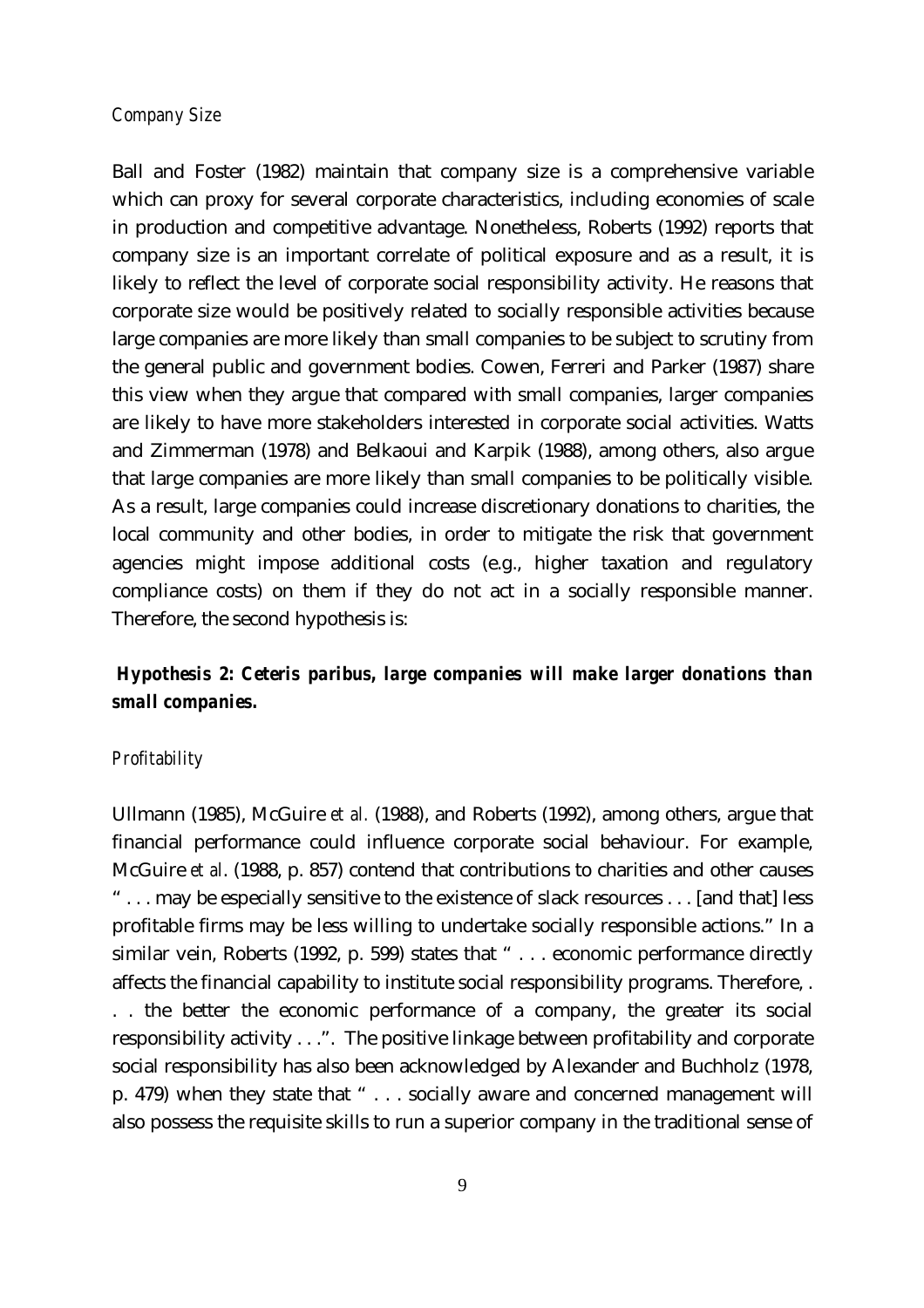*Company Size*

Ball and Foster (1982) maintain that company size is a comprehensive variable which can proxy for several corporate characteristics, including economies of scale in production and competitive advantage. Nonetheless, Roberts (1992) reports that company size is an important correlate of political exposure and as a result, it is likely to reflect the level of corporate social responsibility activity. He reasons that corporate size would be positively related to socially responsible activities because large companies are more likely than small companies to be subject to scrutiny from the general public and government bodies. Cowen, Ferreri and Parker (1987) share this view when they argue that compared with small companies, larger companies are likely to have more stakeholders interested in corporate social activities. Watts and Zimmerman (1978) and Belkaoui and Karpik (1988), among others, also argue that large companies are more likely than small companies to be politically visible. As a result, large companies could increase discretionary donations to charities, the local community and other bodies, in order to mitigate the risk that government agencies might impose additional costs (e.g., higher taxation and regulatory compliance costs) on them if they do not act in a socially responsible manner. Therefore, the second hypothesis is:

***Hypothesis 2: Ceteris paribus, large companies will make larger donations than small companies.***

*Profitability*

Ullmann (1985), McGuire *et al.* (1988), and Roberts (1992), among others, argue that financial performance could influence corporate social behaviour. For example, McGuire *et al.* (1988, p. 857) contend that contributions to charities and other causes " . . . may be especially sensitive to the existence of slack resources . . . [and that] less profitable firms may be less willing to undertake socially responsible actions." In a similar vein, Roberts (1992, p. 599) states that " . . . economic performance directly affects the financial capability to institute social responsibility programs. Therefore, . . . the better the economic performance of a company, the greater its social responsibility activity . . .". The positive linkage between profitability and corporate social responsibility has also been acknowledged by Alexander and Buchholz (1978, p. 479) when they state that " . . . socially aware and concerned management will also possess the requisite skills to run a superior company in the traditional sense of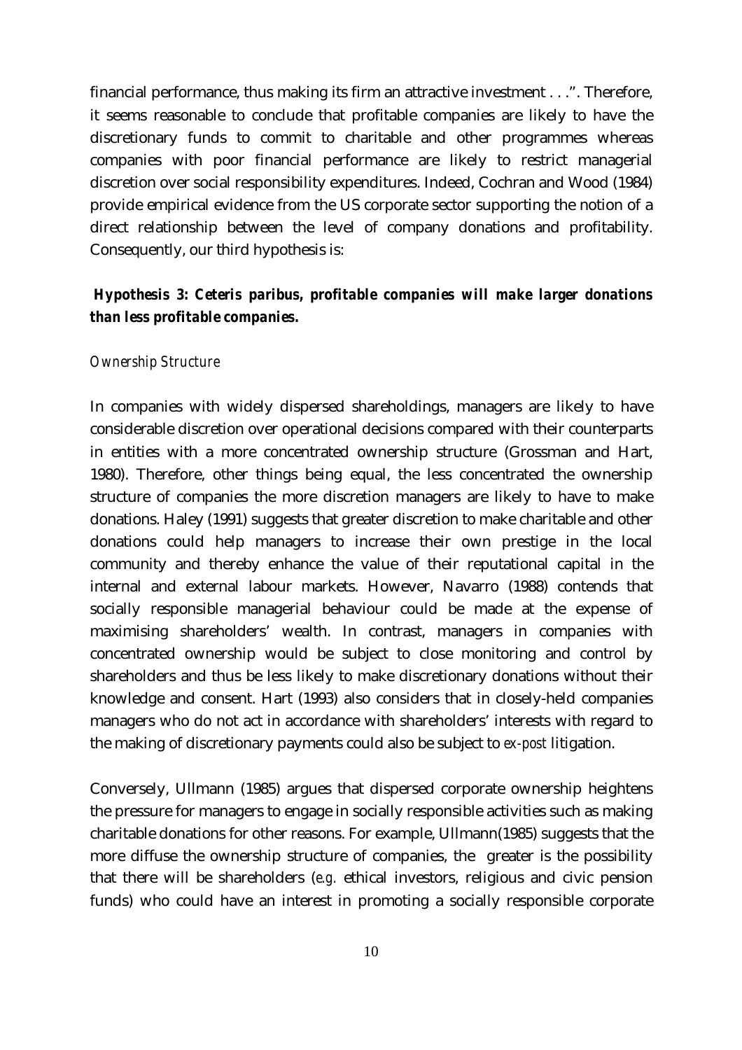financial performance, thus making its firm an attractive investment . . .". Therefore, it seems reasonable to conclude that profitable companies are likely to have the discretionary funds to commit to charitable and other programmes whereas companies with poor financial performance are likely to restrict managerial discretion over social responsibility expenditures. Indeed, Cochran and Wood (1984) provide empirical evidence from the US corporate sector supporting the notion of a direct relationship between the level of company donations and profitability. Consequently, our third hypothesis is:

***Hypothesis 3: Ceteris paribus, profitable companies will make larger donations than less profitable companies.***

*Ownership Structure*

In companies with widely dispersed shareholdings, managers are likely to have considerable discretion over operational decisions compared with their counterparts in entities with a more concentrated ownership structure (Grossman and Hart, 1980). Therefore, other things being equal, the less concentrated the ownership structure of companies the more discretion managers are likely to have to make donations. Haley (1991) suggests that greater discretion to make charitable and other donations could help managers to increase their own prestige in the local community and thereby enhance the value of their reputational capital in the internal and external labour markets. However, Navarro (1988) contends that socially responsible managerial behaviour could be made at the expense of maximising shareholders' wealth. In contrast, managers in companies with concentrated ownership would be subject to close monitoring and control by shareholders and thus be less likely to make discretionary donations without their knowledge and consent. Hart (1993) also considers that in closely-held companies managers who do not act in accordance with shareholders' interests with regard to the making of discretionary payments could also be subject to *ex-post* litigation.

Conversely, Ullmann (1985) argues that dispersed corporate ownership heightens the pressure for managers to engage in socially responsible activities such as making charitable donations for other reasons. For example, Ullmann(1985) suggests that the more diffuse the ownership structure of companies, the greater is the possibility that there will be shareholders (*e.g.* ethical investors, religious and civic pension funds) who could have an interest in promoting a socially responsible corporate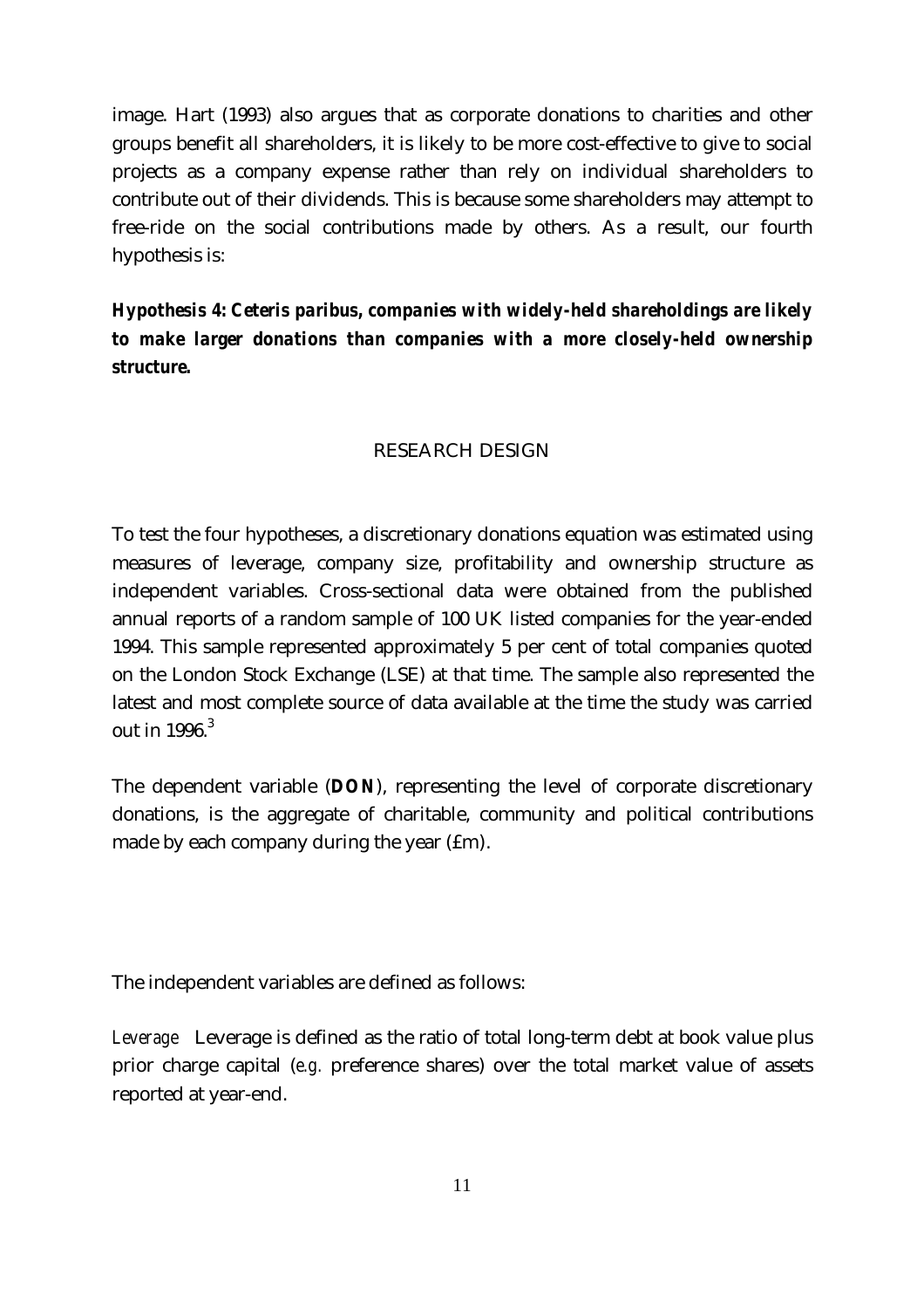image. Hart (1993) also argues that as corporate donations to charities and other groups benefit all shareholders, it is likely to be more cost-effective to give to social projects as a company expense rather than rely on individual shareholders to contribute out of their dividends. This is because some shareholders may attempt to free-ride on the social contributions made by others. As a result, our fourth hypothesis is:

***Hypothesis 4: Ceteris paribus, companies with widely-held shareholdings are likely to make larger donations than companies with a more closely-held ownership structure.***

## RESEARCH DESIGN

To test the four hypotheses, a discretionary donations equation was estimated using measures of leverage, company size, profitability and ownership structure as independent variables. Cross-sectional data were obtained from the published annual reports of a random sample of 100 UK listed companies for the year-ended 1994. This sample represented approximately 5 per cent of total companies quoted on the London Stock Exchange (LSE) at that time. The sample also represented the latest and most complete source of data available at the time the study was carried out in 1996.[3]

The dependent variable (**DON**), representing the level of corporate discretionary donations, is the aggregate of charitable, community and political contributions made by each company during the year (£m).

The independent variables are defined as follows:

*Leverage* Leverage is defined as the ratio of total long-term debt at book value plus prior charge capital (*e.g.* preference shares) over the total market value of assets reported at year-end.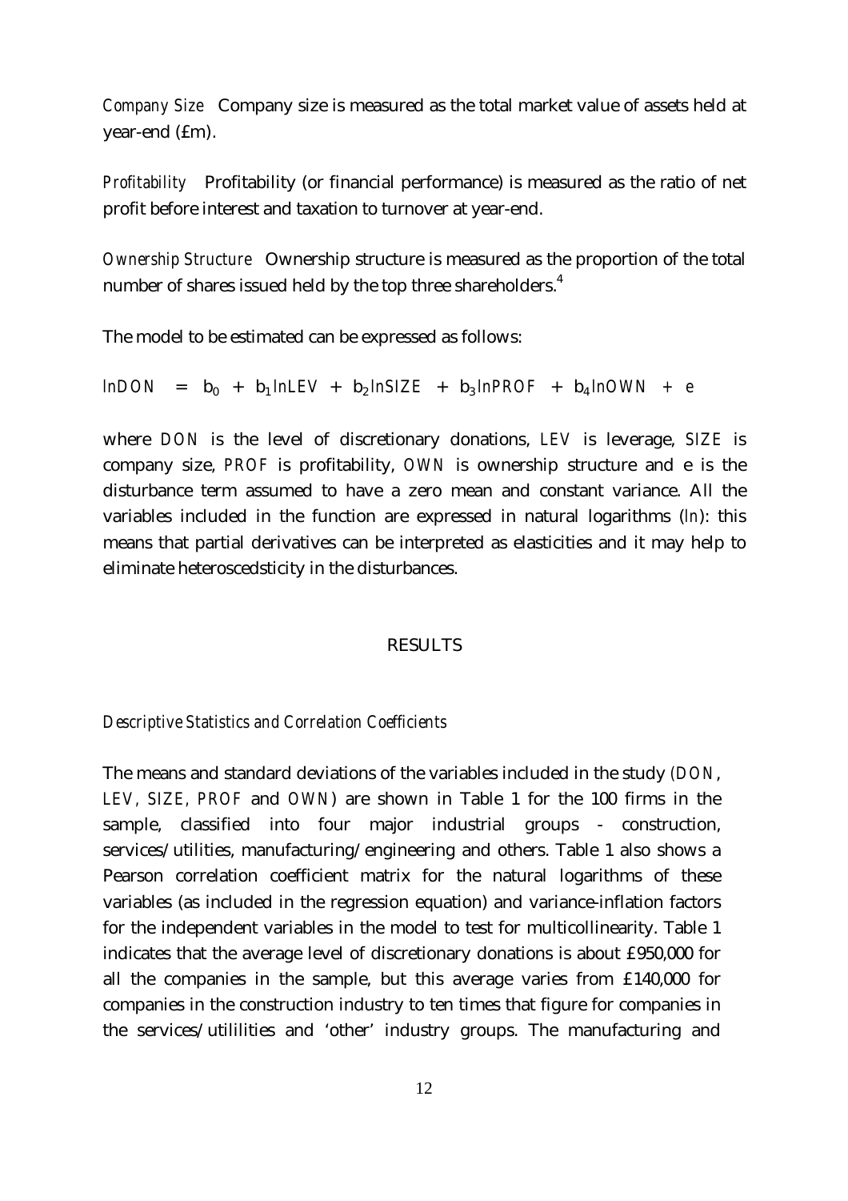*Company Size* Company size is measured as the total market value of assets held at year-end (£m).

*Profitability* Profitability (or financial performance) is measured as the ratio of net profit before interest and taxation to turnover at year-end.

*Ownership Structure* Ownership structure is measured as the proportion of the total number of shares issued held by the top three shareholders.[4]

The model to be estimated can be expressed as follows:

$$lnDON = b_0 + b_1 lnLEV + b_2 lnSIZE + b_3 lnPROF + b_4 lnOWN + e$$

where *DON* is the level of discretionary donations, *LEV* is leverage, *SIZE* is company size, *PROF* is profitability, *OWN* is ownership structure and e is the disturbance term assumed to have a zero mean and constant variance. All the variables included in the function are expressed in natural logarithms (*ln*): this means that partial derivatives can be interpreted as elasticities and it may help to eliminate heteroscedsticity in the disturbances.

## RESULTS

### *Descriptive Statistics and Correlation Coefficients*

The means and standard deviations of the variables included in the study (*DON*, *LEV, SIZE, PROF* and *OWN*) are shown in Table 1 for the 100 firms in the sample, classified into four major industrial groups - construction, services/utilities, manufacturing/engineering and others. Table 1 also shows a Pearson correlation coefficient matrix for the natural logarithms of these variables (as included in the regression equation) and variance-inflation factors for the independent variables in the model to test for multicollinearity. Table 1 indicates that the average level of discretionary donations is about £950,000 for all the companies in the sample, but this average varies from £140,000 for companies in the construction industry to ten times that figure for companies in the services/utililities and 'other' industry groups. The manufacturing and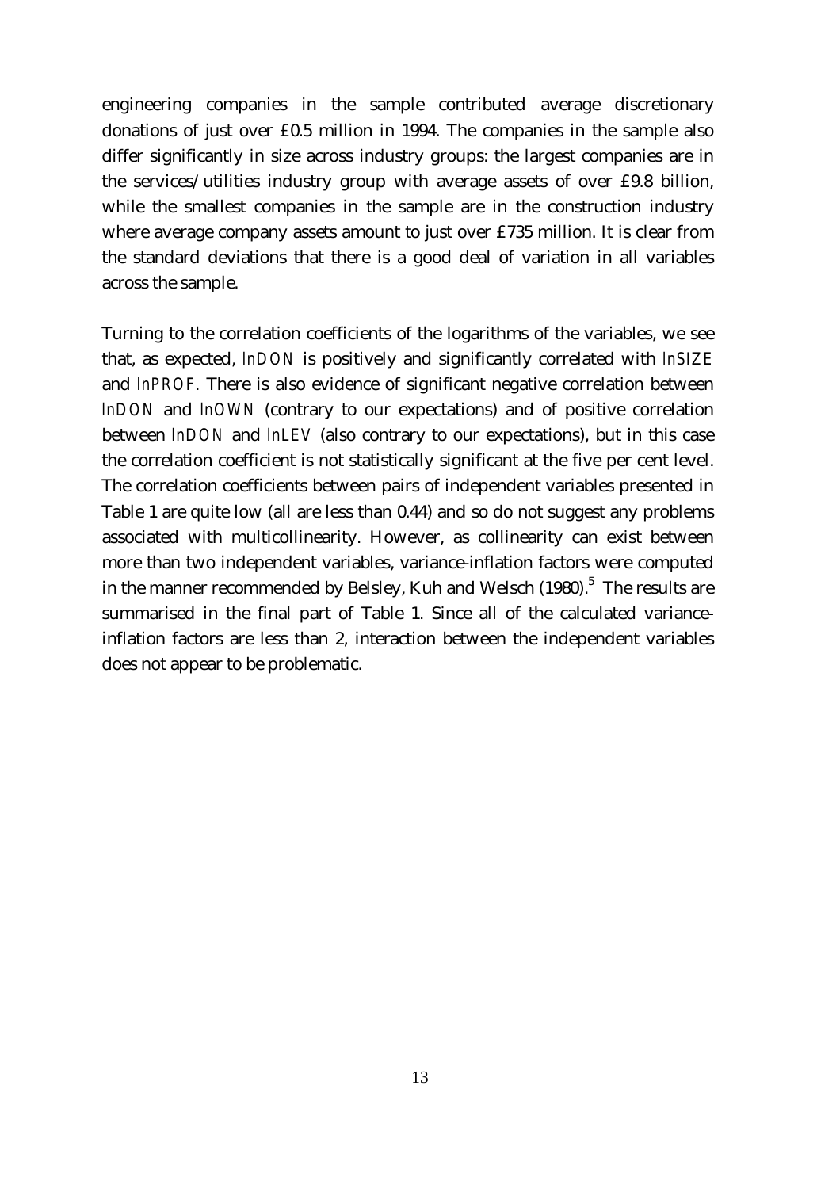engineering companies in the sample contributed average discretionary donations of just over £0.5 million in 1994. The companies in the sample also differ significantly in size across industry groups: the largest companies are in the services/utilities industry group with average assets of over £9.8 billion, while the smallest companies in the sample are in the construction industry where average company assets amount to just over £735 million. It is clear from the standard deviations that there is a good deal of variation in all variables across the sample.

Turning to the correlation coefficients of the logarithms of the variables, we see that, as expected, *lnDON* is positively and significantly correlated with *lnSIZE* and *lnPROF*. There is also evidence of significant negative correlation between *lnDON* and *lnOWN* (contrary to our expectations) and of positive correlation between *lnDON* and *lnLEV* (also contrary to our expectations), but in this case the correlation coefficient is not statistically significant at the five per cent level. The correlation coefficients between pairs of independent variables presented in Table 1 are quite low (all are less than 0.44) and so do not suggest any problems associated with multicollinearity. However, as collinearity can exist between more than two independent variables, variance-inflation factors were computed in the manner recommended by Belsley, Kuh and Welsch (1980).[5] The results are summarised in the final part of Table 1. Since all of the calculated variance-inflation factors are less than 2, interaction between the independent variables does not appear to be problematic.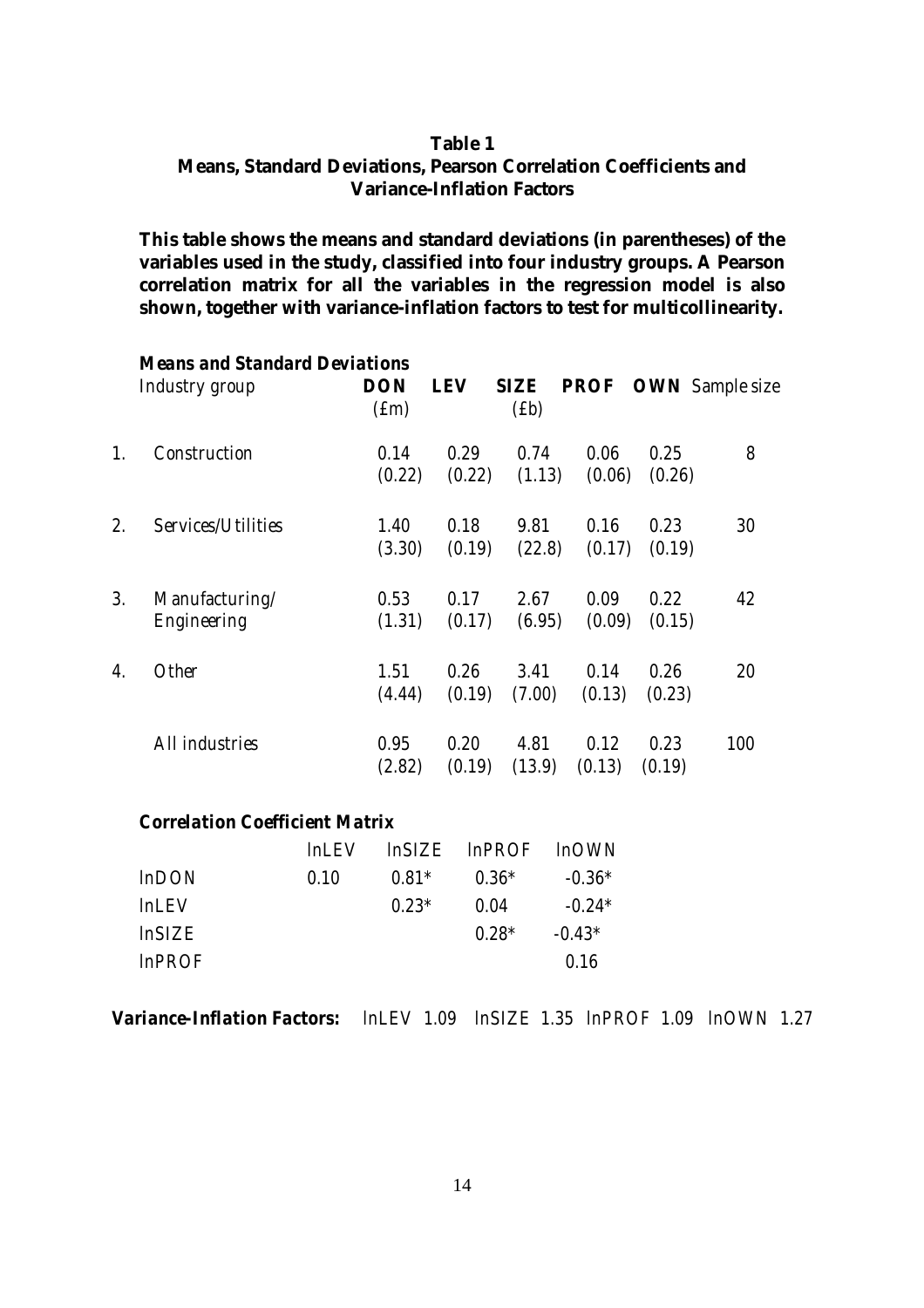**Table 1**
**Means, Standard Deviations, Pearson Correlation Coefficients and Variance-Inflation Factors**

**This table shows the means and standard deviations (in parentheses) of the variables used in the study, classified into four industry groups. A Pearson correlation matrix for all the variables in the regression model is also shown, together with variance-inflation factors to test for multicollinearity.**

***Means and Standard Deviations***

| | Industry group | **DON** (£m) | **LEV** | **SIZE** (£b) | **PROF** | **OWN** | Sample size |
|---|---|---|---|---|---|---|---|
| 1. | Construction | 0.14 (0.22) | 0.29 (0.22) | 0.74 (1.13) | 0.06 (0.06) | 0.25 (0.26) | 8 |
| 2. | Services/Utilities | 1.40 (3.30) | 0.18 (0.19) | 9.81 (22.8) | 0.16 (0.17) | 0.23 (0.19) | 30 |
| 3. | Manufacturing/ Engineering | 0.53 (1.31) | 0.17 (0.17) | 2.67 (6.95) | 0.09 (0.09) | 0.22 (0.15) | 42 |
| 4. | Other | 1.51 (4.44) | 0.26 (0.19) | 3.41 (7.00) | 0.14 (0.13) | 0.26 (0.23) | 20 |
| | All industries | 0.95 (2.82) | 0.20 (0.19) | 4.81 (13.9) | 0.12 (0.13) | 0.23 (0.19) | 100 |

***Correlation Coefficient Matrix***

| | lnLEV | lnSIZE | lnPROF | lnOWN |
|---|---|---|---|---|
| lnDON | 0.10 | 0.81* | 0.36* | -0.36* |
| lnLEV | | 0.23* | 0.04 | -0.24* |
| lnSIZE | | | 0.28* | -0.43* |
| lnPROF | | | | 0.16 |

**Variance-Inflation Factors:** lnLEV 1.09 lnSIZE 1.35 lnPROF 1.09 lnOWN 1.27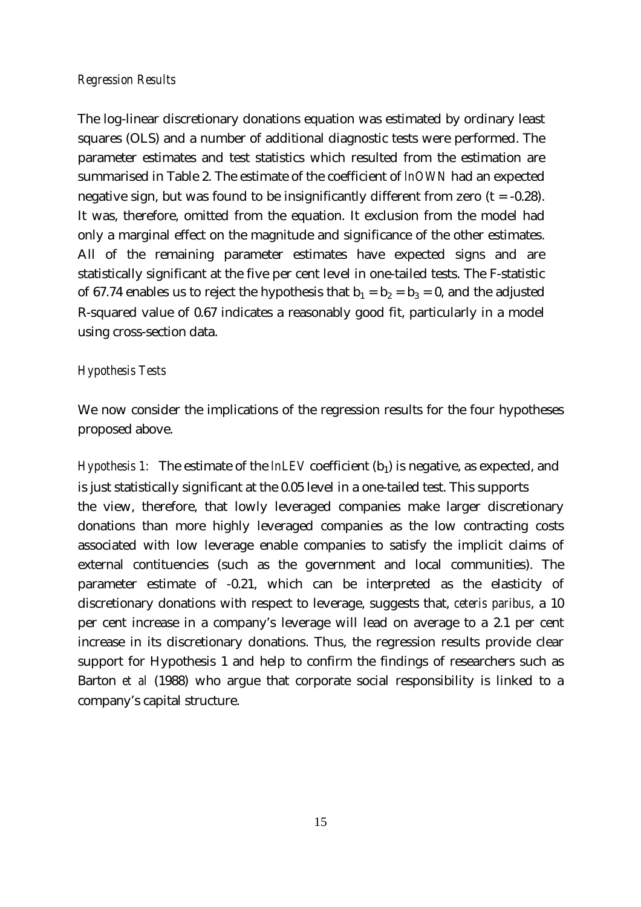*Regression Results*

The log-linear discretionary donations equation was estimated by ordinary least squares (OLS) and a number of additional diagnostic tests were performed. The parameter estimates and test statistics which resulted from the estimation are summarised in Table 2. The estimate of the coefficient of *lnOWN* had an expected negative sign, but was found to be insignificantly different from zero ($t = -0.28$). It was, therefore, omitted from the equation. It exclusion from the model had only a marginal effect on the magnitude and significance of the other estimates. All of the remaining parameter estimates have expected signs and are statistically significant at the five per cent level in one-tailed tests. The F-statistic of 67.74 enables us to reject the hypothesis that $b_1 = b_2 = b_3 = 0$, and the adjusted R-squared value of 0.67 indicates a reasonably good fit, particularly in a model using cross-section data.

*Hypothesis Tests*

We now consider the implications of the regression results for the four hypotheses proposed above.

*Hypothesis 1:* The estimate of the *lnLEV* coefficient ($b_1$) is negative, as expected, and is just statistically significant at the 0.05 level in a one-tailed test. This supports the view, therefore, that lowly leveraged companies make larger discretionary donations than more highly leveraged companies as the low contracting costs associated with low leverage enable companies to satisfy the implicit claims of external contituencies (such as the government and local communities). The parameter estimate of -0.21, which can be interpreted as the elasticity of discretionary donations with respect to leverage, suggests that, *ceteris paribus*, a 10 per cent increase in a company's leverage will lead on average to a 2.1 per cent increase in its discretionary donations. Thus, the regression results provide clear support for Hypothesis 1 and help to confirm the findings of researchers such as Barton *et al* (1988) who argue that corporate social responsibility is linked to a company's capital structure.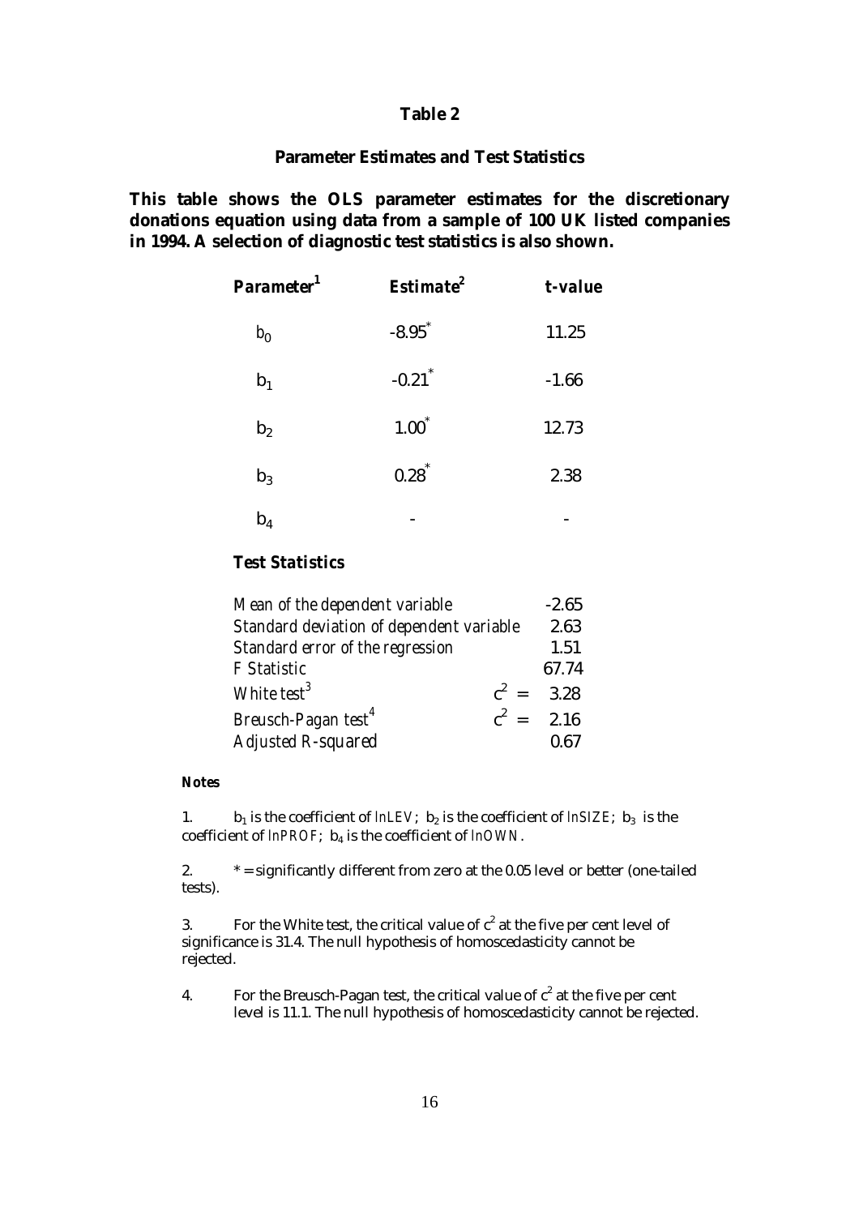**Table 2**

**Parameter Estimates and Test Statistics**

**This table shows the OLS parameter estimates for the discretionary donations equation using data from a sample of 100 UK listed companies in 1994. A selection of diagnostic test statistics is also shown.**

| *Parameter*[1] | *Estimate*[2] | *t-value* |
|---|---|---|
| $b_0$ | $-8.95^*$ | 11.25 |
| $b_1$ | $-0.21^*$ | -1.66 |
| $b_2$ | $1.00^*$ | 12.73 |
| $b_3$ | $0.28^*$ | 2.38 |
| $b_4$ | - | - |

***Test Statistics***

| | |
|---|---|
| *Mean of the dependent variable* | -2.65 |
| *Standard deviation of dependent variable* | 2.63 |
| *Standard error of the regression* | 1.51 |
| *F Statistic* | 67.74 |
| *White test*[3] | $c^2 = 3.28$ |
| *Breusch-Pagan test*[4] | $c^2 = 2.16$ |
| *Adjusted R-squared* | 0.67 |

***Notes***

1. $b_1$ is the coefficient of *lnLEV*; $b_2$ is the coefficient of *lnSIZE*; $b_3$ is the coefficient of *lnPROF*; $b_4$ is the coefficient of *lnOWN*.

2. * = significantly different from zero at the 0.05 level or better (one-tailed tests).

3. For the White test, the critical value of $c^2$ at the five per cent level of significance is 31.4. The null hypothesis of homoscedasticity cannot be rejected.

4. For the Breusch-Pagan test, the critical value of $c^2$ at the five per cent level is 11.1. The null hypothesis of homoscedasticity cannot be rejected.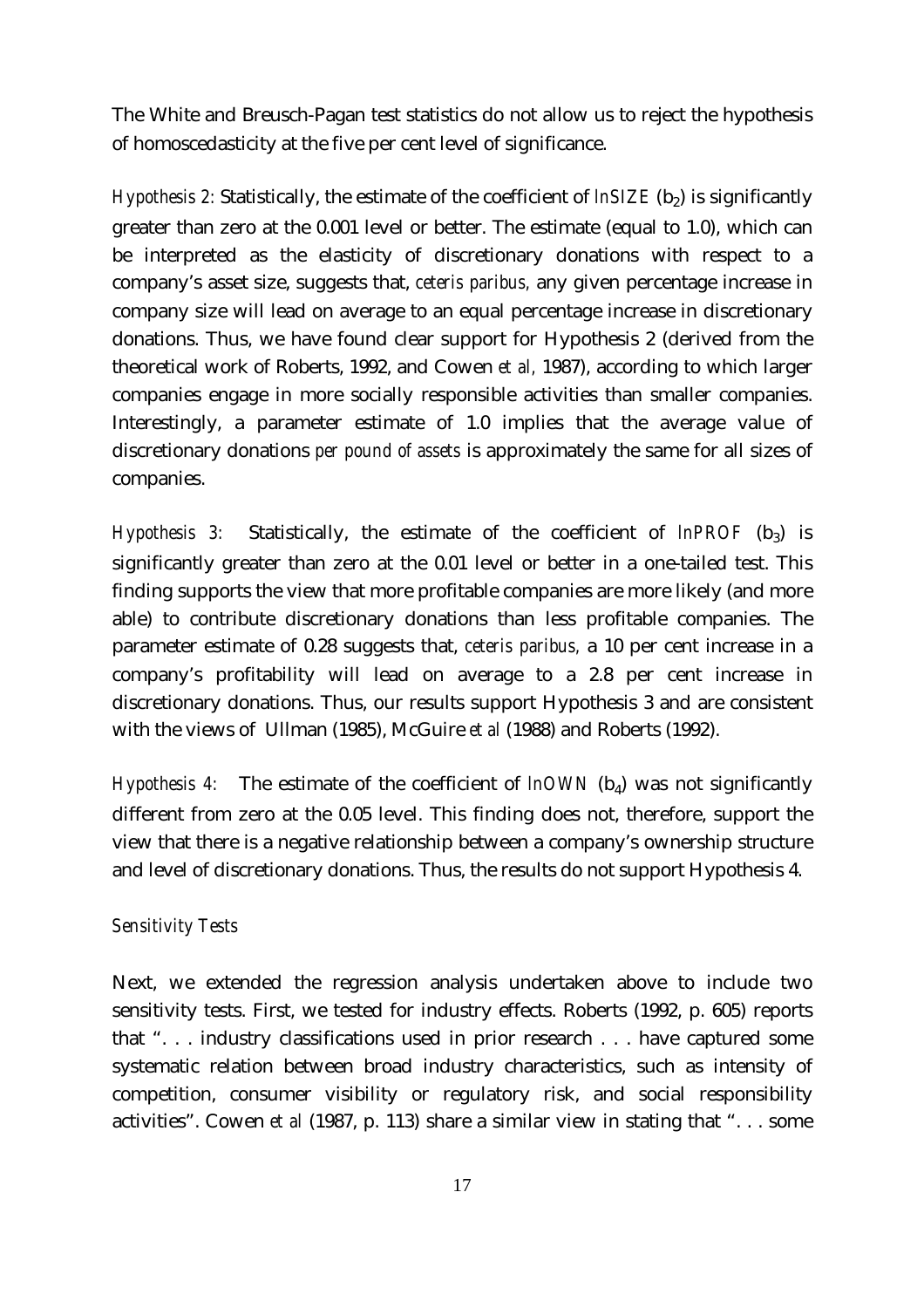The White and Breusch-Pagan test statistics do not allow us to reject the hypothesis of homoscedasticity at the five per cent level of significance.

*Hypothesis 2:* Statistically, the estimate of the coefficient of *lnSIZE* ($b_2$) is significantly greater than zero at the 0.001 level or better. The estimate (equal to 1.0), which can be interpreted as the elasticity of discretionary donations with respect to a company's asset size, suggests that, *ceteris paribus,* any given percentage increase in company size will lead on average to an equal percentage increase in discretionary donations. Thus, we have found clear support for Hypothesis 2 (derived from the theoretical work of Roberts, 1992, and Cowen *et al,* 1987), according to which larger companies engage in more socially responsible activities than smaller companies. Interestingly, a parameter estimate of 1.0 implies that the average value of discretionary donations *per pound of assets* is approximately the same for all sizes of companies.

*Hypothesis 3:* Statistically, the estimate of the coefficient of *lnPROF* ($b_3$) is significantly greater than zero at the 0.01 level or better in a one-tailed test. This finding supports the view that more profitable companies are more likely (and more able) to contribute discretionary donations than less profitable companies. The parameter estimate of 0.28 suggests that, *ceteris paribus,* a 10 per cent increase in a company's profitability will lead on average to a 2.8 per cent increase in discretionary donations. Thus, our results support Hypothesis 3 and are consistent with the views of Ullman (1985), McGuire *et al* (1988) and Roberts (1992).

*Hypothesis 4:* The estimate of the coefficient of *lnOWN* ($b_4$) was not significantly different from zero at the 0.05 level. This finding does not, therefore, support the view that there is a negative relationship between a company's ownership structure and level of discretionary donations. Thus, the results do not support Hypothesis 4.

*Sensitivity Tests*

Next, we extended the regression analysis undertaken above to include two sensitivity tests. First, we tested for industry effects. Roberts (1992, p. 605) reports that ". . . industry classifications used in prior research . . . have captured some systematic relation between broad industry characteristics, such as intensity of competition, consumer visibility or regulatory risk, and social responsibility activities". Cowen *et al* (1987, p. 113) share a similar view in stating that ". . . some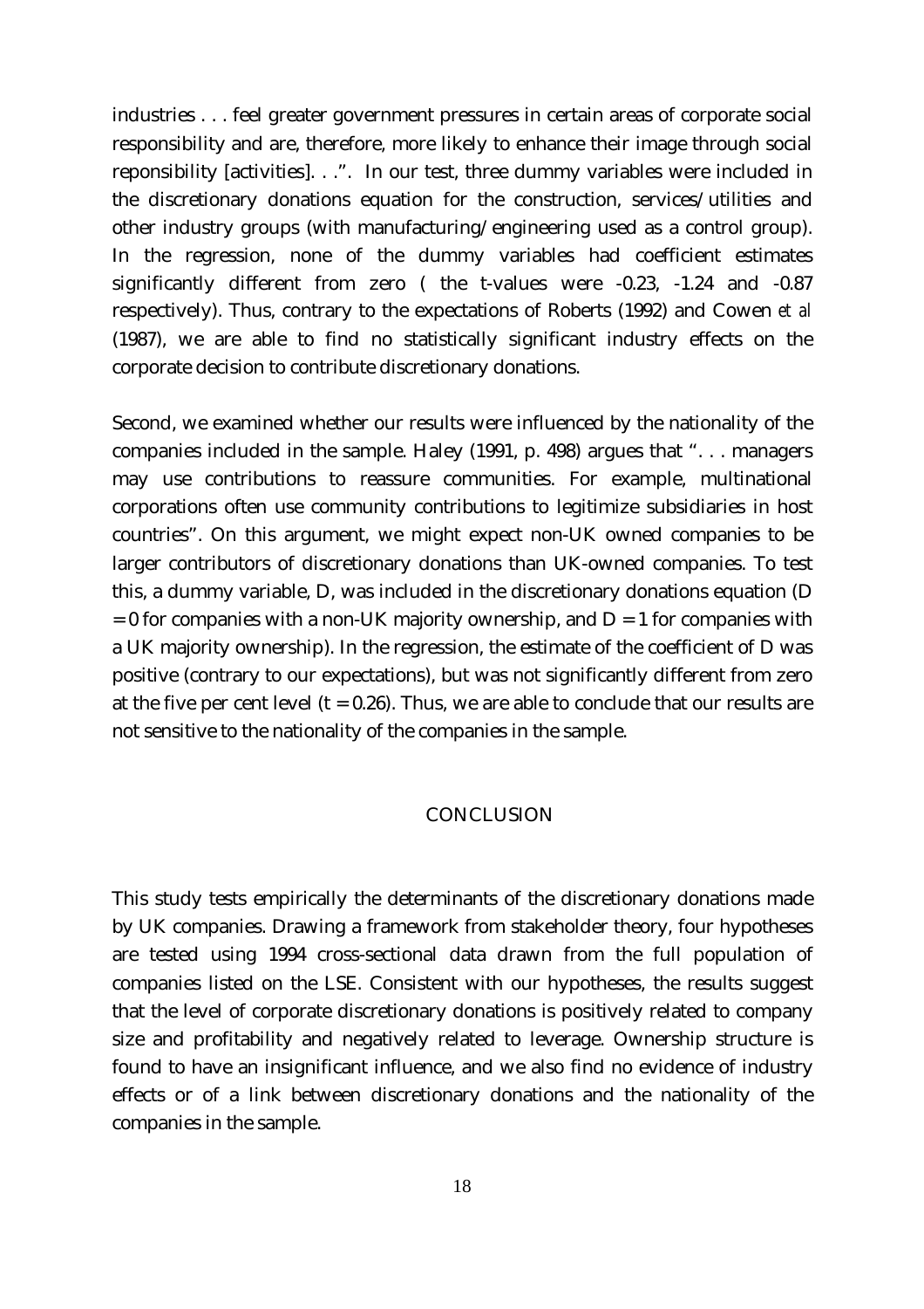industries . . . feel greater government pressures in certain areas of corporate social responsibility and are, therefore, more likely to enhance their image through social reponsibility [activities]. . .". In our test, three dummy variables were included in the discretionary donations equation for the construction, services/utilities and other industry groups (with manufacturing/engineering used as a control group). In the regression, none of the dummy variables had coefficient estimates significantly different from zero ( the t-values were -0.23, -1.24 and -0.87 respectively). Thus, contrary to the expectations of Roberts (1992) and Cowen *et al* (1987), we are able to find no statistically significant industry effects on the corporate decision to contribute discretionary donations.

Second, we examined whether our results were influenced by the nationality of the companies included in the sample. Haley (1991, p. 498) argues that ". . . managers may use contributions to reassure communities. For example, multinational corporations often use community contributions to legitimize subsidiaries in host countries". On this argument, we might expect non-UK owned companies to be larger contributors of discretionary donations than UK-owned companies. To test this, a dummy variable, D, was included in the discretionary donations equation (D = 0 for companies with a non-UK majority ownership, and D = 1 for companies with a UK majority ownership). In the regression, the estimate of the coefficient of D was positive (contrary to our expectations), but was not significantly different from zero at the five per cent level ($t = 0.26$). Thus, we are able to conclude that our results are not sensitive to the nationality of the companies in the sample.

## CONCLUSION

This study tests empirically the determinants of the discretionary donations made by UK companies. Drawing a framework from stakeholder theory, four hypotheses are tested using 1994 cross-sectional data drawn from the full population of companies listed on the LSE. Consistent with our hypotheses, the results suggest that the level of corporate discretionary donations is positively related to company size and profitability and negatively related to leverage. Ownership structure is found to have an insignificant influence, and we also find no evidence of industry effects or of a link between discretionary donations and the nationality of the companies in the sample.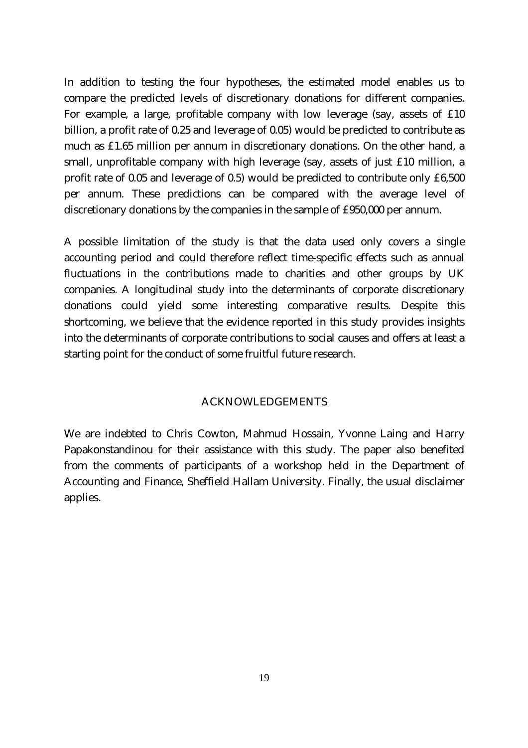In addition to testing the four hypotheses, the estimated model enables us to compare the predicted levels of discretionary donations for different companies. For example, a large, profitable company with low leverage (say, assets of £10 billion, a profit rate of 0.25 and leverage of 0.05) would be predicted to contribute as much as £1.65 million per annum in discretionary donations. On the other hand, a small, unprofitable company with high leverage (say, assets of just £10 million, a profit rate of 0.05 and leverage of 0.5) would be predicted to contribute only £6,500 per annum. These predictions can be compared with the average level of discretionary donations by the companies in the sample of £950,000 per annum.

A possible limitation of the study is that the data used only covers a single accounting period and could therefore reflect time-specific effects such as annual fluctuations in the contributions made to charities and other groups by UK companies. A longitudinal study into the determinants of corporate discretionary donations could yield some interesting comparative results. Despite this shortcoming, we believe that the evidence reported in this study provides insights into the determinants of corporate contributions to social causes and offers at least a starting point for the conduct of some fruitful future research.

## ACKNOWLEDGEMENTS

We are indebted to Chris Cowton, Mahmud Hossain, Yvonne Laing and Harry Papakonstandinou for their assistance with this study. The paper also benefited from the comments of participants of a workshop held in the Department of Accounting and Finance, Sheffield Hallam University. Finally, the usual disclaimer applies.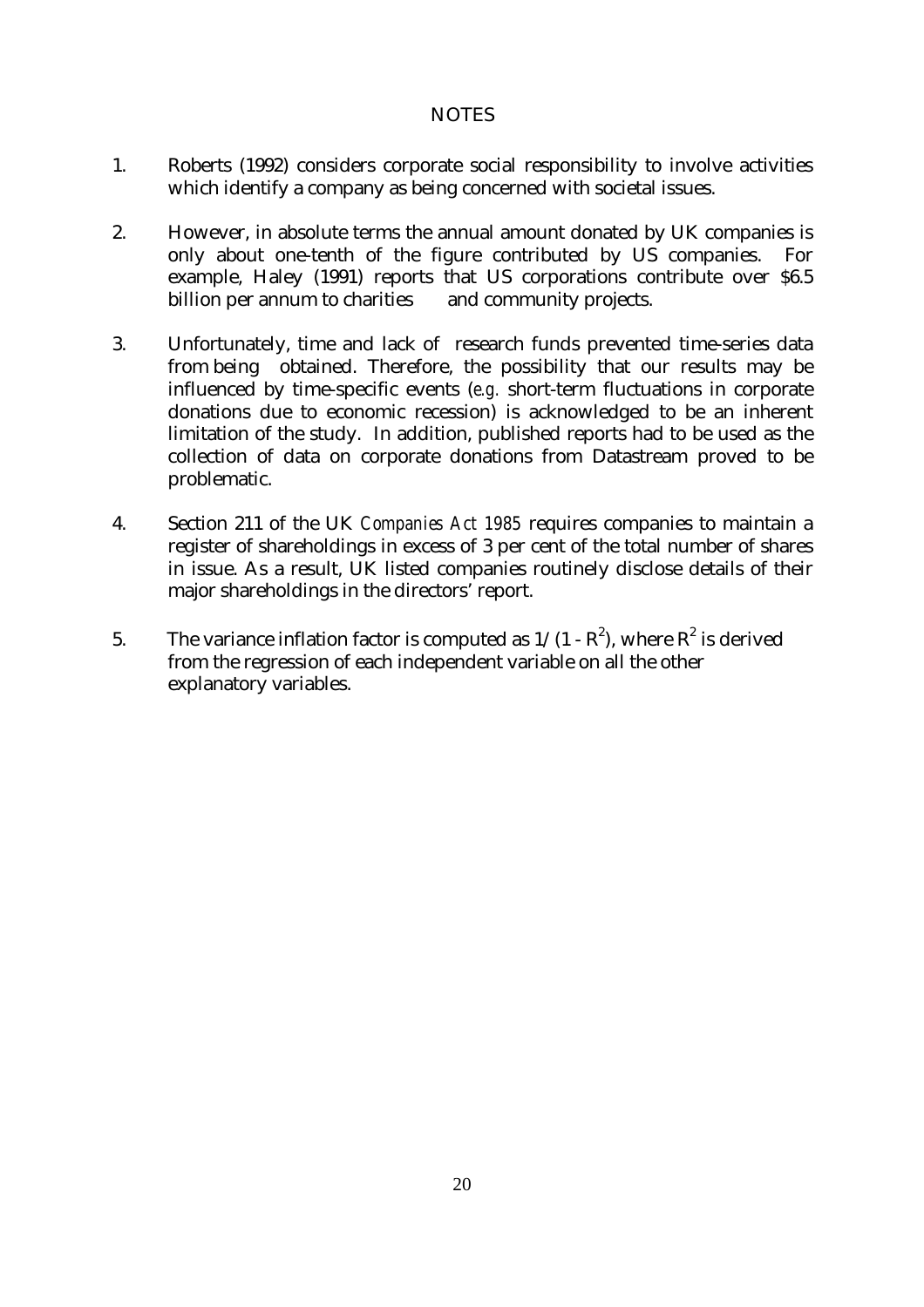# NOTES

1. Roberts (1992) considers corporate social responsibility to involve activities which identify a company as being concerned with societal issues.

2. However, in absolute terms the annual amount donated by UK companies is only about one-tenth of the figure contributed by US companies. For example, Haley (1991) reports that US corporations contribute over $6.5 billion per annum to charities and community projects.

3. Unfortunately, time and lack of research funds prevented time-series data from being obtained. Therefore, the possibility that our results may be influenced by time-specific events (*e.g.* short-term fluctuations in corporate donations due to economic recession) is acknowledged to be an inherent limitation of the study. In addition, published reports had to be used as the collection of data on corporate donations from Datastream proved to be problematic.

4. Section 211 of the UK *Companies Act 1985* requires companies to maintain a register of shareholdings in excess of 3 per cent of the total number of shares in issue. As a result, UK listed companies routinely disclose details of their major shareholdings in the directors' report.

5. The variance inflation factor is computed as $1/(1 - R^2)$, where $R^2$ is derived from the regression of each independent variable on all the other explanatory variables.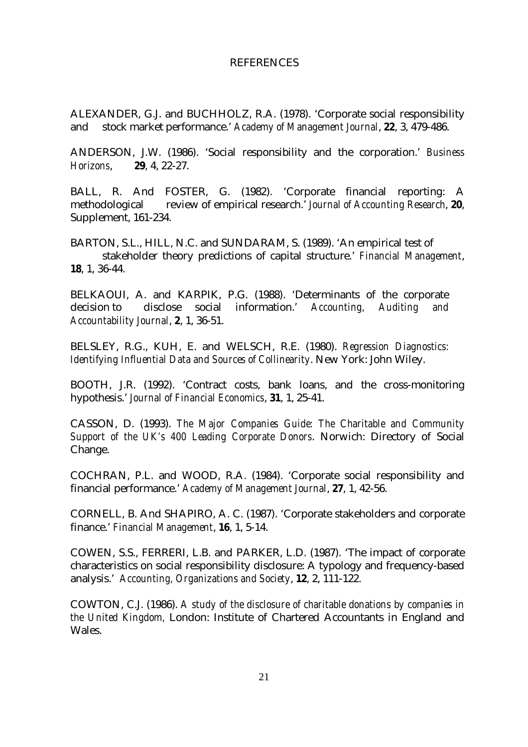# REFERENCES

ALEXANDER, G.J. and BUCHHOLZ, R.A. (1978). 'Corporate social responsibility and stock market performance.' *Academy of Management Journal*, **22**, 3, 479-486.

ANDERSON, J.W. (1986). 'Social responsibility and the corporation.' *Business Horizons*, **29**, 4, 22-27.

BALL, R. And FOSTER, G. (1982). 'Corporate financial reporting: A methodological review of empirical research.' *Journal of Accounting Research*, **20**, Supplement, 161-234.

BARTON, S.L., HILL, N.C. and SUNDARAM, S. (1989). 'An empirical test of stakeholder theory predictions of capital structure.' *Financial Management*, **18**, 1, 36-44.

BELKAOUI, A. and KARPIK, P.G. (1988). 'Determinants of the corporate decision to disclose social information.' *Accounting, Auditing and Accountability Journal*, **2**, 1, 36-51.

BELSLEY, R.G., KUH, E. and WELSCH, R.E. (1980). *Regression Diagnostics: Identifying Influential Data and Sources of Collinearity*. New York: John Wiley.

BOOTH, J.R. (1992). 'Contract costs, bank loans, and the cross-monitoring hypothesis.' *Journal of Financial Economics*, **31**, 1, 25-41.

CASSON, D. (1993). *The Major Companies Guide: The Charitable and Community Support of the UK's 400 Leading Corporate Donors*. Norwich: Directory of Social Change.

COCHRAN, P.L. and WOOD, R.A. (1984). 'Corporate social responsibility and financial performance.' *Academy of Management Journal*, **27**, 1, 42-56.

CORNELL, B. And SHAPIRO, A. C. (1987). 'Corporate stakeholders and corporate finance.' *Financial Management*, **16**, 1, 5-14.

COWEN, S.S., FERRERI, L.B. and PARKER, L.D. (1987). 'The impact of corporate characteristics on social responsibility disclosure: A typology and frequency-based analysis.' *Accounting, Organizations and Society*, **12**, 2, 111-122.

COWTON, C.J. (1986). *A study of the disclosure of charitable donations by companies in the United Kingdom,* London: Institute of Chartered Accountants in England and Wales.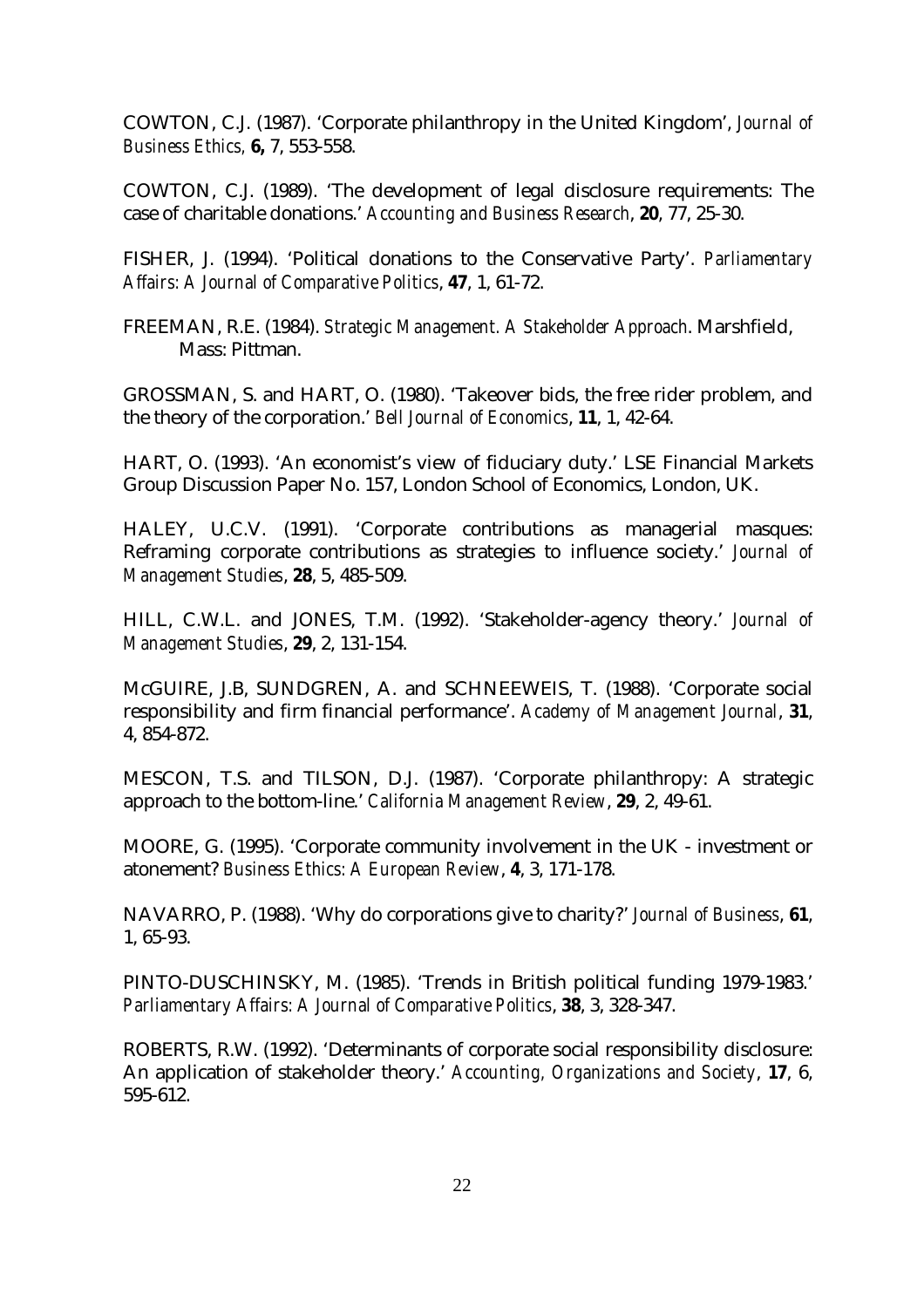COWTON, C.J. (1987). 'Corporate philanthropy in the United Kingdom', *Journal of Business Ethics*, **6,** 7, 553-558.

COWTON, C.J. (1989). 'The development of legal disclosure requirements: The case of charitable donations.' *Accounting and Business Research*, **20**, 77, 25-30.

FISHER, J. (1994). 'Political donations to the Conservative Party'. *Parliamentary Affairs: A Journal of Comparative Politics*, **47**, 1, 61-72.

FREEMAN, R.E. (1984). *Strategic Management. A Stakeholder Approach*. Marshfield, Mass: Pittman.

GROSSMAN, S. and HART, O. (1980). 'Takeover bids, the free rider problem, and the theory of the corporation.' *Bell Journal of Economics*, **11**, 1, 42-64.

HART, O. (1993). 'An economist's view of fiduciary duty.' LSE Financial Markets Group Discussion Paper No. 157, London School of Economics, London, UK.

HALEY, U.C.V. (1991). 'Corporate contributions as managerial masques: Reframing corporate contributions as strategies to influence society.' *Journal of Management Studies*, **28**, 5, 485-509.

HILL, C.W.L. and JONES, T.M. (1992). 'Stakeholder-agency theory.' *Journal of Management Studies*, **29**, 2, 131-154.

McGUIRE, J.B, SUNDGREN, A. and SCHNEEWEIS, T. (1988). 'Corporate social responsibility and firm financial performance'. *Academy of Management Journal*, **31**, 4, 854-872.

MESCON, T.S. and TILSON, D.J. (1987). 'Corporate philanthropy: A strategic approach to the bottom-line.' *California Management Review*, **29**, 2, 49-61.

MOORE, G. (1995). 'Corporate community involvement in the UK - investment or atonement? *Business Ethics: A European Review*, **4**, 3, 171-178.

NAVARRO, P. (1988). 'Why do corporations give to charity?' *Journal of Business*, **61**, 1, 65-93.

PINTO-DUSCHINSKY, M. (1985). 'Trends in British political funding 1979-1983.' *Parliamentary Affairs: A Journal of Comparative Politics*, **38**, 3, 328-347.

ROBERTS, R.W. (1992). 'Determinants of corporate social responsibility disclosure: An application of stakeholder theory.' *Accounting, Organizations and Society*, **17**, 6, 595-612.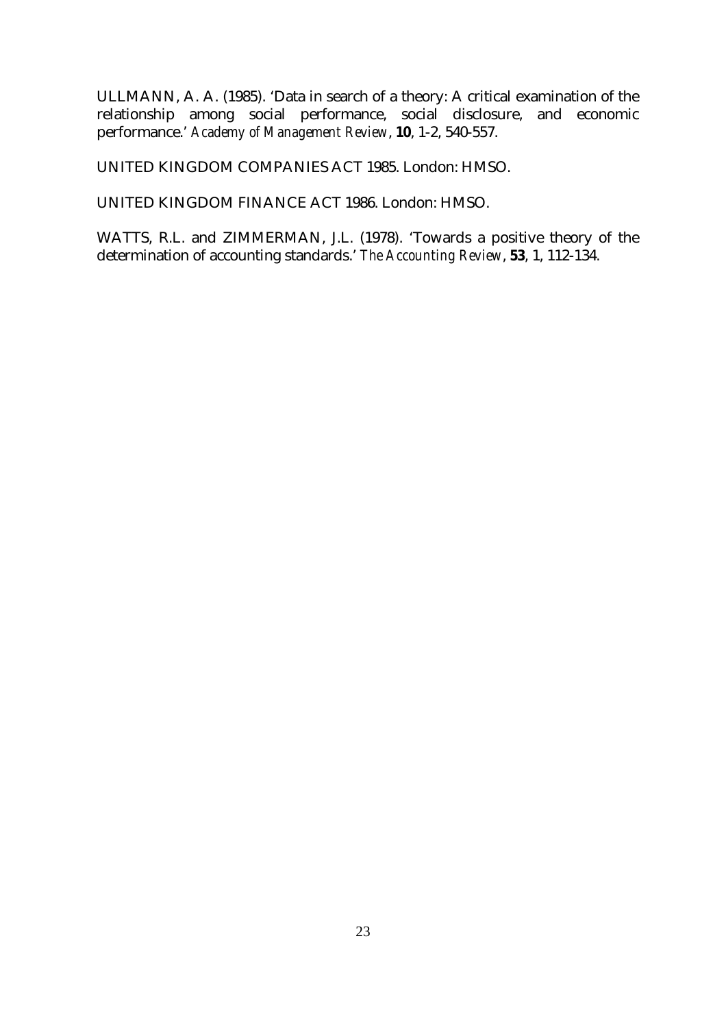ULLMANN, A. A. (1985). 'Data in search of a theory: A critical examination of the relationship among social performance, social disclosure, and economic performance.' *Academy of Management Review*, **10**, 1-2, 540-557.

UNITED KINGDOM COMPANIES ACT 1985. London: HMSO.

UNITED KINGDOM FINANCE ACT 1986. London: HMSO.

WATTS, R.L. and ZIMMERMAN, J.L. (1978). 'Towards a positive theory of the determination of accounting standards.' *The Accounting Review*, **53**, 1, 112-134.